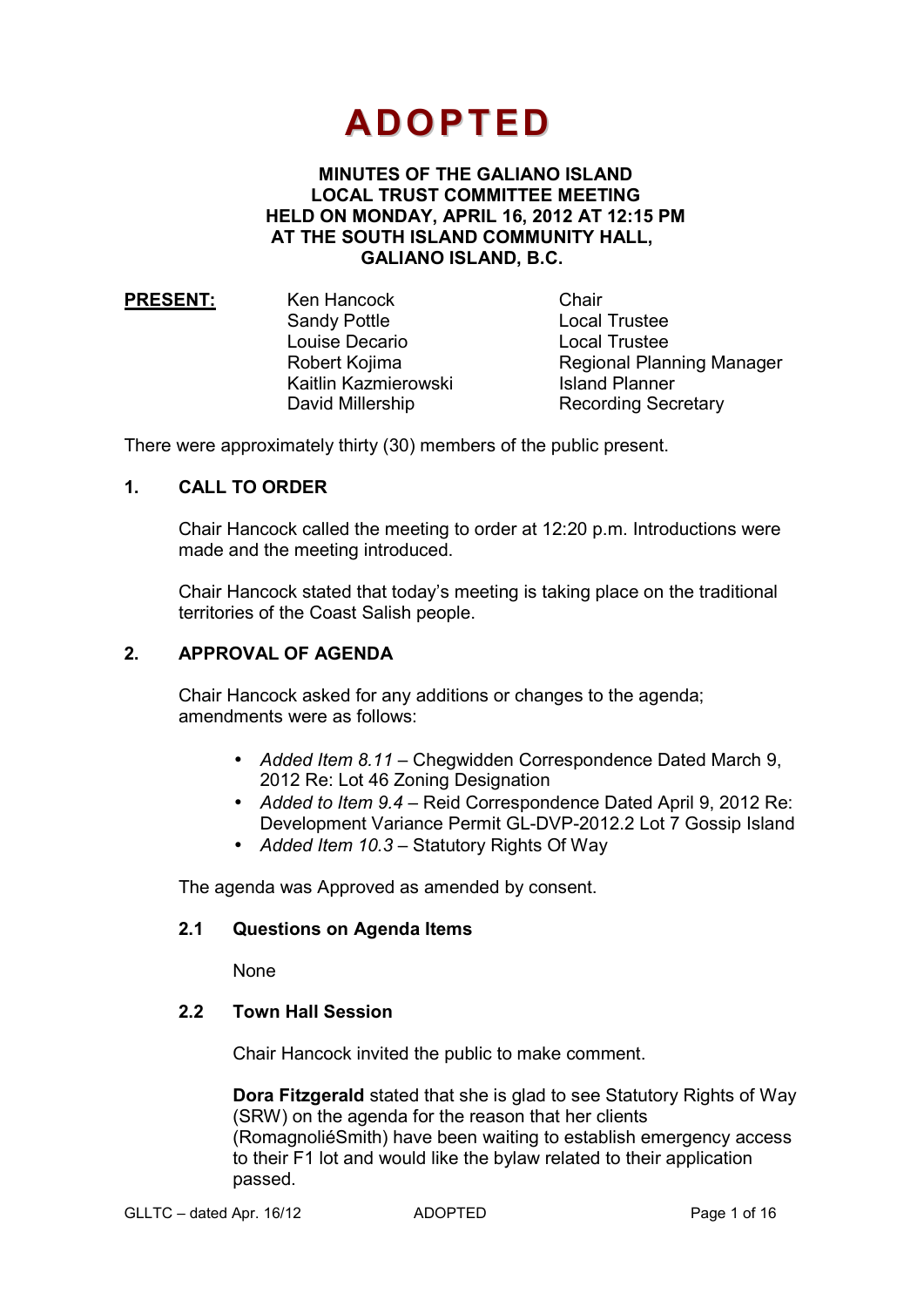# ADOPTED

**MINUTES OF THE GALIANO ISLAND LOCAL TRUST COMMITTEE MEETING HELD ON MONDAY, APRIL 16, 2012 AT 12:15 PM AT THE SOUTH ISLAND COMMUNITY HALL, GALIANO ISLAND, B.C.**

| | | |
|---|---|---|
| **PRESENT:** | Ken Hancock | Chair |
| | Sandy Pottle | Local Trustee |
| | Louise Decario | Local Trustee |
| | Robert Kojima | Regional Planning Manager |
| | Kaitlin Kazmierowski | Island Planner |
| | David Millership | Recording Secretary |

There were approximately thirty (30) members of the public present.

## 1. CALL TO ORDER

Chair Hancock called the meeting to order at 12:20 p.m. Introductions were made and the meeting introduced.

Chair Hancock stated that today's meeting is taking place on the traditional territories of the Coast Salish people.

## 2. APPROVAL OF AGENDA

Chair Hancock asked for any additions or changes to the agenda; amendments were as follows:

- *Added Item 8.11* – Chegwidden Correspondence Dated March 9, 2012 Re: Lot 46 Zoning Designation
- *Added to Item 9.4* – Reid Correspondence Dated April 9, 2012 Re: Development Variance Permit GL-DVP-2012.2 Lot 7 Gossip Island
- *Added Item 10.3* – Statutory Rights Of Way

The agenda was Approved as amended by consent.

### 2.1 Questions on Agenda Items

None

### 2.2 Town Hall Session

Chair Hancock invited the public to make comment.

**Dora Fitzgerald** stated that she is glad to see Statutory Rights of Way (SRW) on the agenda for the reason that her clients (RomagnoliéSmith) have been waiting to establish emergency access to their F1 lot and would like the bylaw related to their application passed.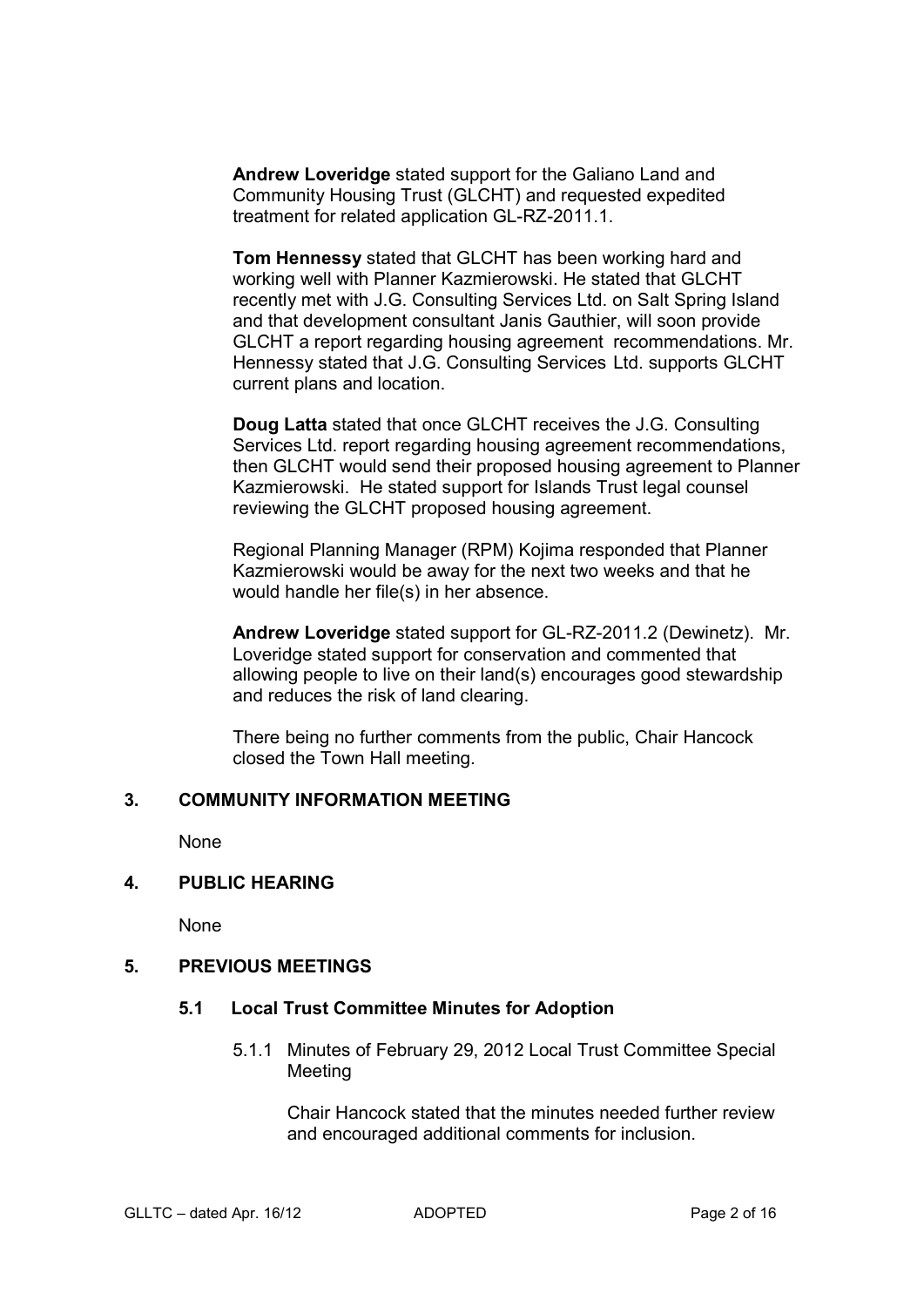**Andrew Loveridge** stated support for the Galiano Land and Community Housing Trust (GLCHT) and requested expedited treatment for related application GL-RZ-2011.1.

**Tom Hennessy** stated that GLCHT has been working hard and working well with Planner Kazmierowski. He stated that GLCHT recently met with J.G. Consulting Services Ltd. on Salt Spring Island and that development consultant Janis Gauthier, will soon provide GLCHT a report regarding housing agreement recommendations. Mr. Hennessy stated that J.G. Consulting Services Ltd. supports GLCHT current plans and location.

**Doug Latta** stated that once GLCHT receives the J.G. Consulting Services Ltd. report regarding housing agreement recommendations, then GLCHT would send their proposed housing agreement to Planner Kazmierowski. He stated support for Islands Trust legal counsel reviewing the GLCHT proposed housing agreement.

Regional Planning Manager (RPM) Kojima responded that Planner Kazmierowski would be away for the next two weeks and that he would handle her file(s) in her absence.

**Andrew Loveridge** stated support for GL-RZ-2011.2 (Dewinetz). Mr. Loveridge stated support for conservation and commented that allowing people to live on their land(s) encourages good stewardship and reduces the risk of land clearing.

There being no further comments from the public, Chair Hancock closed the Town Hall meeting.

## 3. COMMUNITY INFORMATION MEETING

None

## 4. PUBLIC HEARING

None

## 5. PREVIOUS MEETINGS

### 5.1 Local Trust Committee Minutes for Adoption

5.1.1 Minutes of February 29, 2012 Local Trust Committee Special Meeting

Chair Hancock stated that the minutes needed further review and encouraged additional comments for inclusion.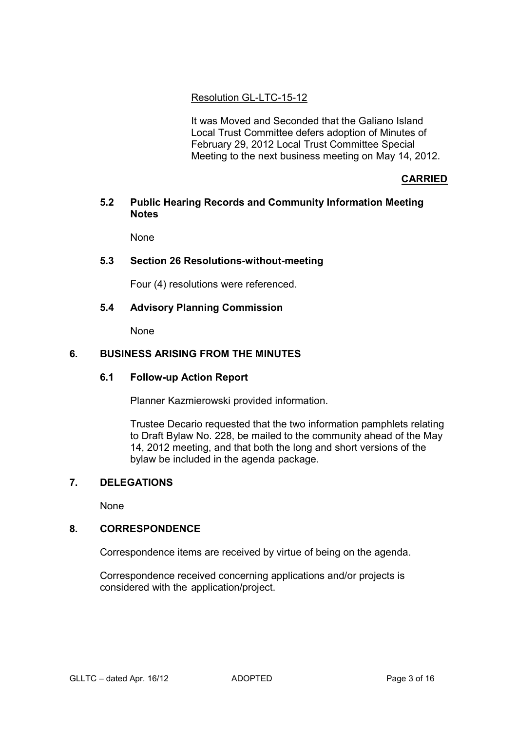Resolution GL-LTC-15-12

It was Moved and Seconded that the Galiano Island Local Trust Committee defers adoption of Minutes of February 29, 2012 Local Trust Committee Special Meeting to the next business meeting on May 14, 2012.

**CARRIED**

### 5.2 Public Hearing Records and Community Information Meeting Notes

None

### 5.3 Section 26 Resolutions-without-meeting

Four (4) resolutions were referenced.

### 5.4 Advisory Planning Commission

None

## 6. BUSINESS ARISING FROM THE MINUTES

### 6.1 Follow-up Action Report

Planner Kazmierowski provided information.

Trustee Decario requested that the two information pamphlets relating to Draft Bylaw No. 228, be mailed to the community ahead of the May 14, 2012 meeting, and that both the long and short versions of the bylaw be included in the agenda package.

## 7. DELEGATIONS

None

## 8. CORRESPONDENCE

Correspondence items are received by virtue of being on the agenda.

Correspondence received concerning applications and/or projects is considered with the application/project.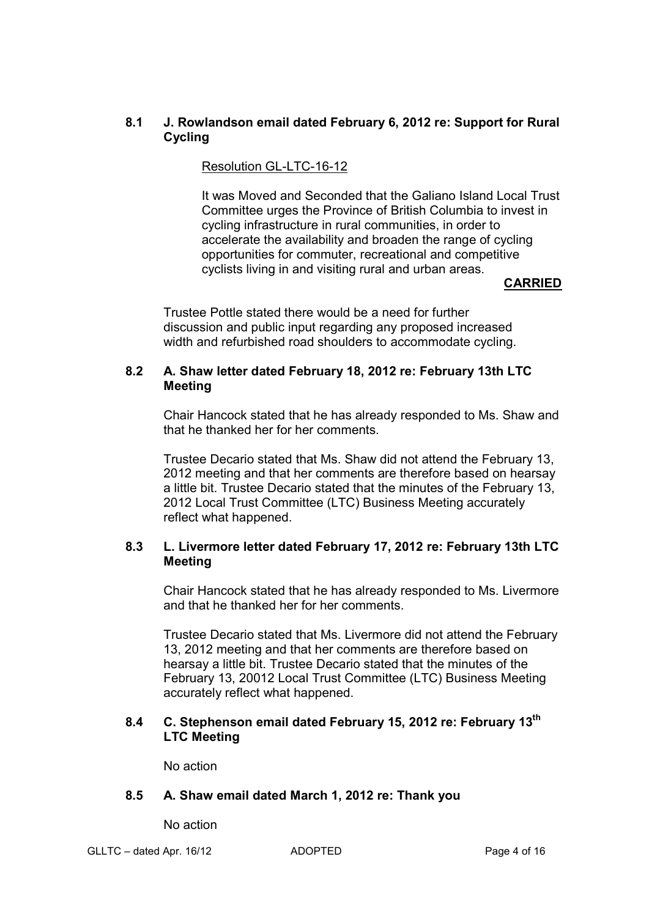### 8.1 J. Rowlandson email dated February 6, 2012 re: Support for Rural Cycling

Resolution GL-LTC-16-12

It was Moved and Seconded that the Galiano Island Local Trust Committee urges the Province of British Columbia to invest in cycling infrastructure in rural communities, in order to accelerate the availability and broaden the range of cycling opportunities for commuter, recreational and competitive cyclists living in and visiting rural and urban areas.

**CARRIED**

Trustee Pottle stated there would be a need for further discussion and public input regarding any proposed increased width and refurbished road shoulders to accommodate cycling.

### 8.2 A. Shaw letter dated February 18, 2012 re: February 13th LTC Meeting

Chair Hancock stated that he has already responded to Ms. Shaw and that he thanked her for her comments.

Trustee Decario stated that Ms. Shaw did not attend the February 13, 2012 meeting and that her comments are therefore based on hearsay a little bit. Trustee Decario stated that the minutes of the February 13, 2012 Local Trust Committee (LTC) Business Meeting accurately reflect what happened.

### 8.3 L. Livermore letter dated February 17, 2012 re: February 13th LTC Meeting

Chair Hancock stated that he has already responded to Ms. Livermore and that he thanked her for her comments.

Trustee Decario stated that Ms. Livermore did not attend the February 13, 2012 meeting and that her comments are therefore based on hearsay a little bit. Trustee Decario stated that the minutes of the February 13, 20012 Local Trust Committee (LTC) Business Meeting accurately reflect what happened.

### 8.4 C. Stephenson email dated February 15, 2012 re: February 13th LTC Meeting

No action

### 8.5 A. Shaw email dated March 1, 2012 re: Thank you

No action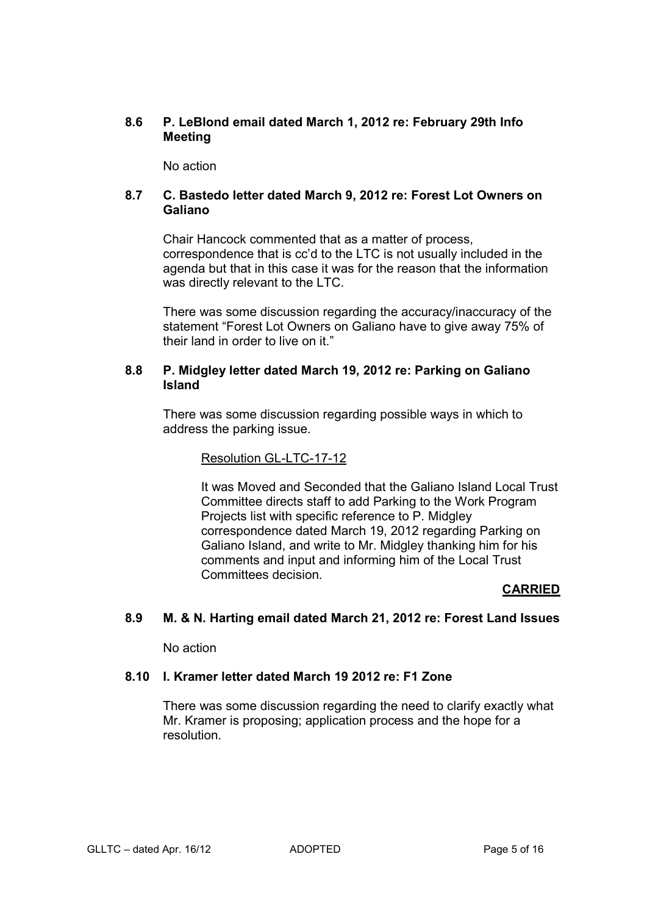**8.6 P. LeBlond email dated March 1, 2012 re: February 29th Info Meeting**

No action

**8.7 C. Bastedo letter dated March 9, 2012 re: Forest Lot Owners on Galiano**

Chair Hancock commented that as a matter of process, correspondence that is cc'd to the LTC is not usually included in the agenda but that in this case it was for the reason that the information was directly relevant to the LTC.

There was some discussion regarding the accuracy/inaccuracy of the statement "Forest Lot Owners on Galiano have to give away 75% of their land in order to live on it."

**8.8 P. Midgley letter dated March 19, 2012 re: Parking on Galiano Island**

There was some discussion regarding possible ways in which to address the parking issue.

Resolution GL-LTC-17-12

It was Moved and Seconded that the Galiano Island Local Trust Committee directs staff to add Parking to the Work Program Projects list with specific reference to P. Midgley correspondence dated March 19, 2012 regarding Parking on Galiano Island, and write to Mr. Midgley thanking him for his comments and input and informing him of the Local Trust Committees decision.

**CARRIED**

**8.9 M. & N. Harting email dated March 21, 2012 re: Forest Land Issues**

No action

**8.10 I. Kramer letter dated March 19 2012 re: F1 Zone**

There was some discussion regarding the need to clarify exactly what Mr. Kramer is proposing; application process and the hope for a resolution.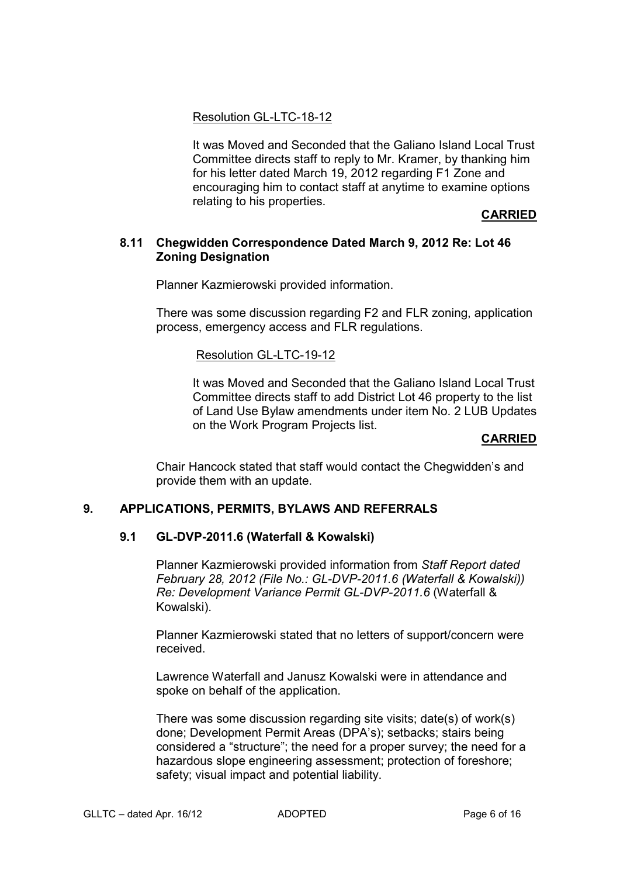Resolution GL-LTC-18-12

It was Moved and Seconded that the Galiano Island Local Trust Committee directs staff to reply to Mr. Kramer, by thanking him for his letter dated March 19, 2012 regarding F1 Zone and encouraging him to contact staff at anytime to examine options relating to his properties.

**CARRIED**

### 8.11 Chegwidden Correspondence Dated March 9, 2012 Re: Lot 46 Zoning Designation

Planner Kazmierowski provided information.

There was some discussion regarding F2 and FLR zoning, application process, emergency access and FLR regulations.

Resolution GL-LTC-19-12

It was Moved and Seconded that the Galiano Island Local Trust Committee directs staff to add District Lot 46 property to the list of Land Use Bylaw amendments under item No. 2 LUB Updates on the Work Program Projects list.

**CARRIED**

Chair Hancock stated that staff would contact the Chegwidden's and provide them with an update.

## 9. APPLICATIONS, PERMITS, BYLAWS AND REFERRALS

### 9.1 GL-DVP-2011.6 (Waterfall & Kowalski)

Planner Kazmierowski provided information from *Staff Report dated February 28, 2012 (File No.: GL-DVP-2011.6 (Waterfall & Kowalski)) Re: Development Variance Permit GL-DVP-2011.6* (Waterfall & Kowalski).

Planner Kazmierowski stated that no letters of support/concern were received.

Lawrence Waterfall and Janusz Kowalski were in attendance and spoke on behalf of the application.

There was some discussion regarding site visits; date(s) of work(s) done; Development Permit Areas (DPA's); setbacks; stairs being considered a "structure"; the need for a proper survey; the need for a hazardous slope engineering assessment; protection of foreshore; safety; visual impact and potential liability.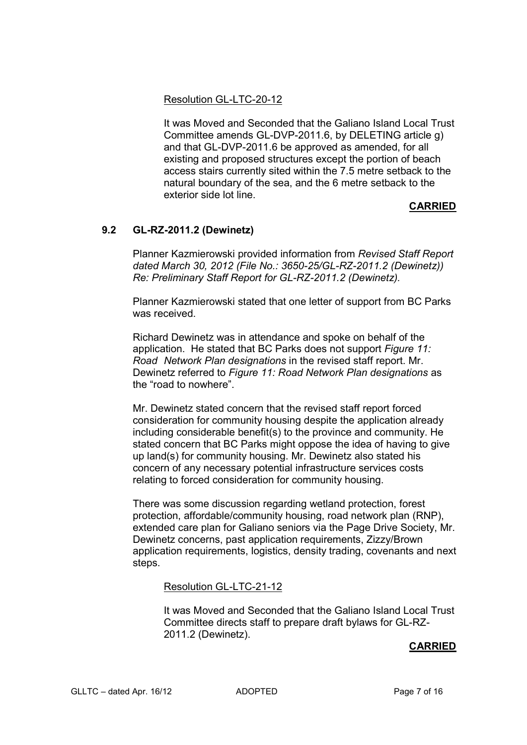Resolution GL-LTC-20-12

It was Moved and Seconded that the Galiano Island Local Trust Committee amends GL-DVP-2011.6, by DELETING article g) and that GL-DVP-2011.6 be approved as amended, for all existing and proposed structures except the portion of beach access stairs currently sited within the 7.5 metre setback to the natural boundary of the sea, and the 6 metre setback to the exterior side lot line.

**CARRIED**

### 9.2 GL-RZ-2011.2 (Dewinetz)

Planner Kazmierowski provided information from *Revised Staff Report dated March 30, 2012 (File No.: 3650-25/GL-RZ-2011.2 (Dewinetz)) Re: Preliminary Staff Report for GL-RZ-2011.2 (Dewinetz).*

Planner Kazmierowski stated that one letter of support from BC Parks was received.

Richard Dewinetz was in attendance and spoke on behalf of the application. He stated that BC Parks does not support *Figure 11: Road Network Plan designations* in the revised staff report. Mr. Dewinetz referred to *Figure 11: Road Network Plan designations* as the "road to nowhere".

Mr. Dewinetz stated concern that the revised staff report forced consideration for community housing despite the application already including considerable benefit(s) to the province and community. He stated concern that BC Parks might oppose the idea of having to give up land(s) for community housing. Mr. Dewinetz also stated his concern of any necessary potential infrastructure services costs relating to forced consideration for community housing.

There was some discussion regarding wetland protection, forest protection, affordable/community housing, road network plan (RNP), extended care plan for Galiano seniors via the Page Drive Society, Mr. Dewinetz concerns, past application requirements, Zizzy/Brown application requirements, logistics, density trading, covenants and next steps.

Resolution GL-LTC-21-12

It was Moved and Seconded that the Galiano Island Local Trust Committee directs staff to prepare draft bylaws for GL-RZ-2011.2 (Dewinetz).

**CARRIED**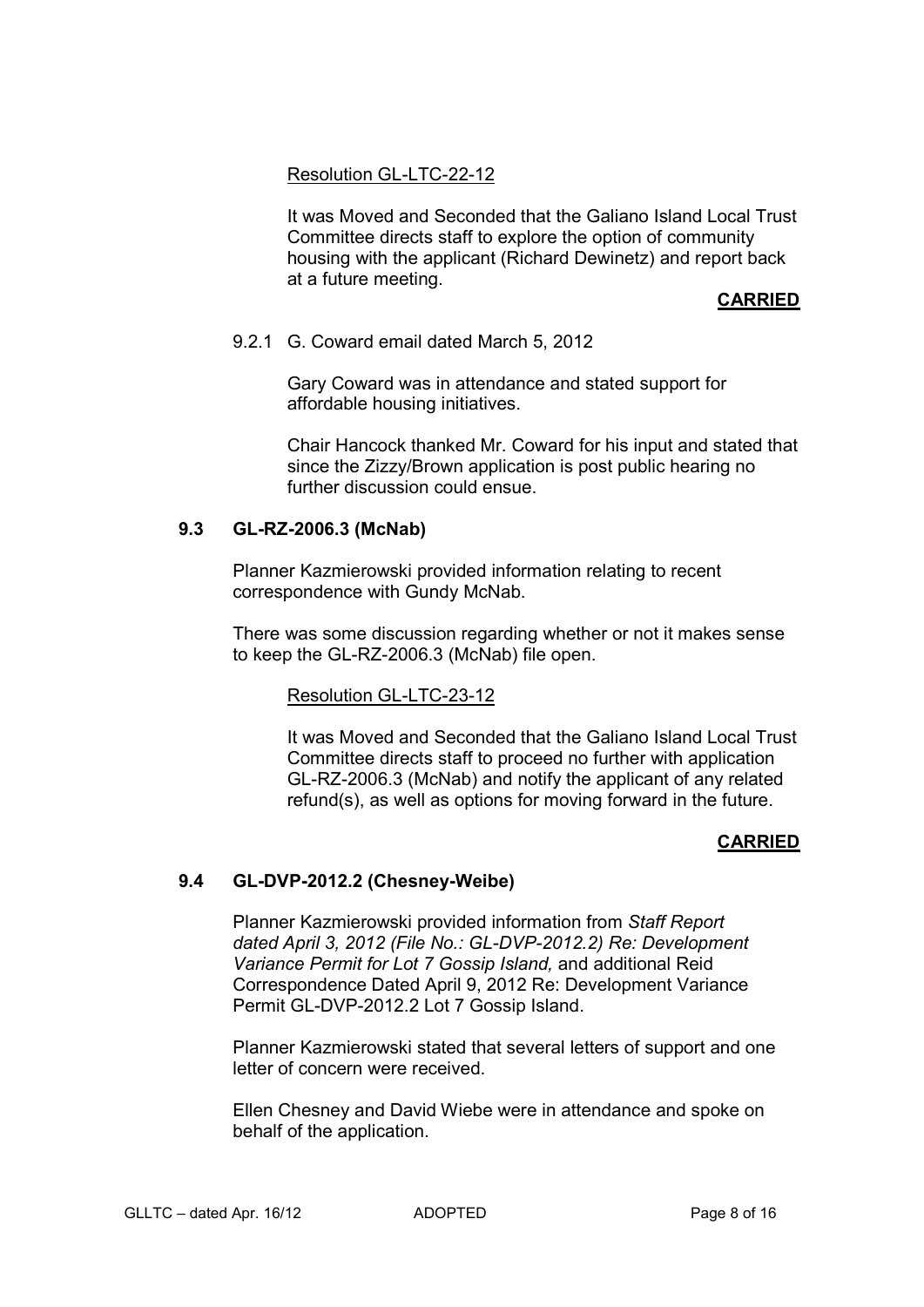Resolution GL-LTC-22-12

It was Moved and Seconded that the Galiano Island Local Trust Committee directs staff to explore the option of community housing with the applicant (Richard Dewinetz) and report back at a future meeting.

**CARRIED**

9.2.1 G. Coward email dated March 5, 2012

Gary Coward was in attendance and stated support for affordable housing initiatives.

Chair Hancock thanked Mr. Coward for his input and stated that since the Zizzy/Brown application is post public hearing no further discussion could ensue.

### 9.3 GL-RZ-2006.3 (McNab)

Planner Kazmierowski provided information relating to recent correspondence with Gundy McNab.

There was some discussion regarding whether or not it makes sense to keep the GL-RZ-2006.3 (McNab) file open.

Resolution GL-LTC-23-12

It was Moved and Seconded that the Galiano Island Local Trust Committee directs staff to proceed no further with application GL-RZ-2006.3 (McNab) and notify the applicant of any related refund(s), as well as options for moving forward in the future.

**CARRIED**

### 9.4 GL-DVP-2012.2 (Chesney-Weibe)

Planner Kazmierowski provided information from *Staff Report dated April 3, 2012 (File No.: GL-DVP-2012.2) Re: Development Variance Permit for Lot 7 Gossip Island,* and additional Reid Correspondence Dated April 9, 2012 Re: Development Variance Permit GL-DVP-2012.2 Lot 7 Gossip Island.

Planner Kazmierowski stated that several letters of support and one letter of concern were received.

Ellen Chesney and David Wiebe were in attendance and spoke on behalf of the application.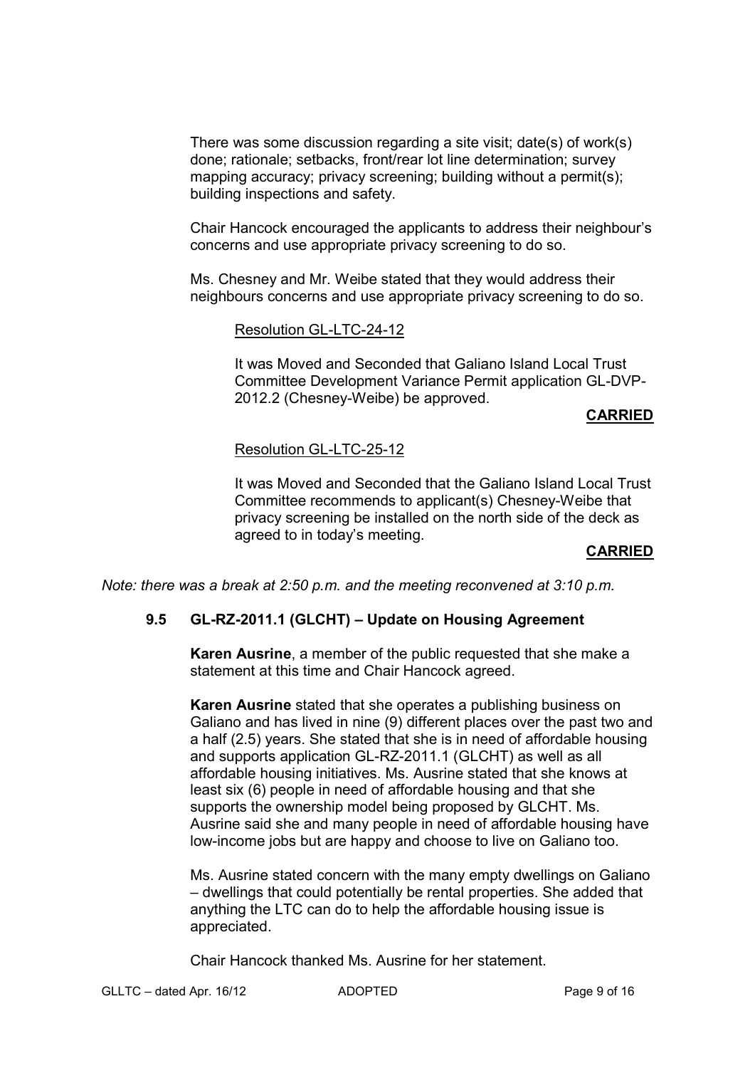There was some discussion regarding a site visit; date(s) of work(s) done; rationale; setbacks, front/rear lot line determination; survey mapping accuracy; privacy screening; building without a permit(s); building inspections and safety.

Chair Hancock encouraged the applicants to address their neighbour's concerns and use appropriate privacy screening to do so.

Ms. Chesney and Mr. Weibe stated that they would address their neighbours concerns and use appropriate privacy screening to do so.

Resolution GL-LTC-24-12

It was Moved and Seconded that Galiano Island Local Trust Committee Development Variance Permit application GL-DVP-2012.2 (Chesney-Weibe) be approved.

**CARRIED**

Resolution GL-LTC-25-12

It was Moved and Seconded that the Galiano Island Local Trust Committee recommends to applicant(s) Chesney-Weibe that privacy screening be installed on the north side of the deck as agreed to in today's meeting.

**CARRIED**

*Note: there was a break at 2:50 p.m. and the meeting reconvened at 3:10 p.m.*

### 9.5 GL-RZ-2011.1 (GLCHT) – Update on Housing Agreement

**Karen Ausrine**, a member of the public requested that she make a statement at this time and Chair Hancock agreed.

**Karen Ausrine** stated that she operates a publishing business on Galiano and has lived in nine (9) different places over the past two and a half (2.5) years. She stated that she is in need of affordable housing and supports application GL-RZ-2011.1 (GLCHT) as well as all affordable housing initiatives. Ms. Ausrine stated that she knows at least six (6) people in need of affordable housing and that she supports the ownership model being proposed by GLCHT. Ms. Ausrine said she and many people in need of affordable housing have low-income jobs but are happy and choose to live on Galiano too.

Ms. Ausrine stated concern with the many empty dwellings on Galiano – dwellings that could potentially be rental properties. She added that anything the LTC can do to help the affordable housing issue is appreciated.

Chair Hancock thanked Ms. Ausrine for her statement.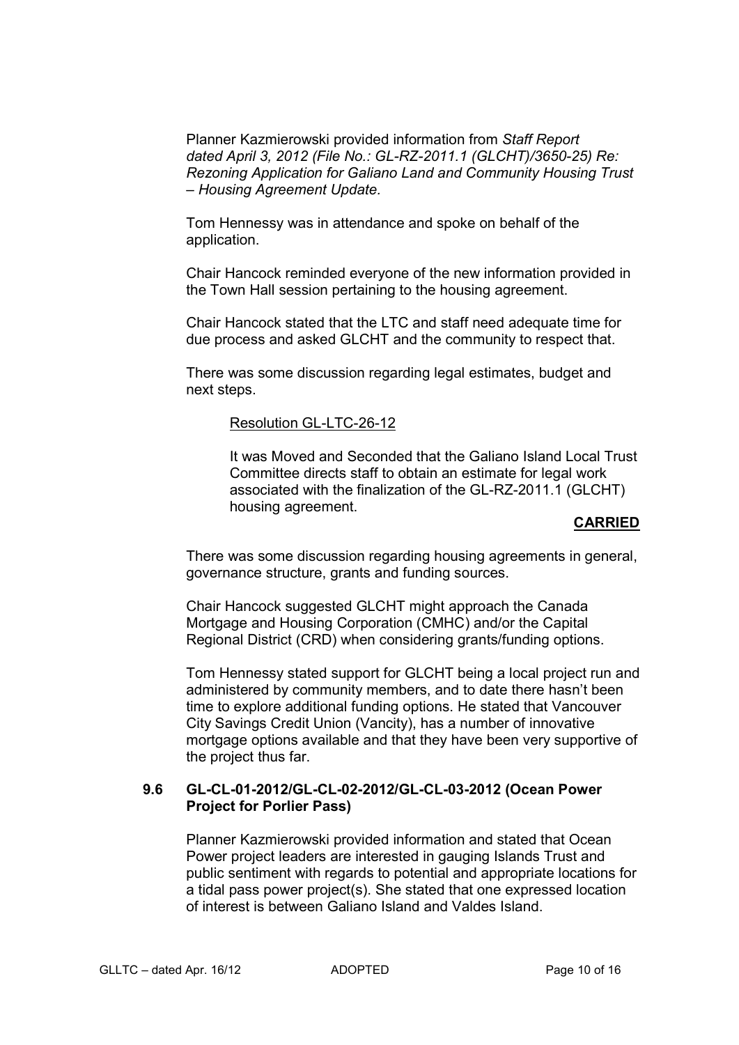Planner Kazmierowski provided information from *Staff Report dated April 3, 2012 (File No.: GL-RZ-2011.1 (GLCHT)/3650-25) Re: Rezoning Application for Galiano Land and Community Housing Trust – Housing Agreement Update.*

Tom Hennessy was in attendance and spoke on behalf of the application.

Chair Hancock reminded everyone of the new information provided in the Town Hall session pertaining to the housing agreement.

Chair Hancock stated that the LTC and staff need adequate time for due process and asked GLCHT and the community to respect that.

There was some discussion regarding legal estimates, budget and next steps.

<u>Resolution GL-LTC-26-12</u>

It was Moved and Seconded that the Galiano Island Local Trust Committee directs staff to obtain an estimate for legal work associated with the finalization of the GL-RZ-2011.1 (GLCHT) housing agreement.

**<u>CARRIED</u>**

There was some discussion regarding housing agreements in general, governance structure, grants and funding sources.

Chair Hancock suggested GLCHT might approach the Canada Mortgage and Housing Corporation (CMHC) and/or the Capital Regional District (CRD) when considering grants/funding options.

Tom Hennessy stated support for GLCHT being a local project run and administered by community members, and to date there hasn't been time to explore additional funding options. He stated that Vancouver City Savings Credit Union (Vancity), has a number of innovative mortgage options available and that they have been very supportive of the project thus far.

### 9.6 GL-CL-01-2012/GL-CL-02-2012/GL-CL-03-2012 (Ocean Power Project for Porlier Pass)

Planner Kazmierowski provided information and stated that Ocean Power project leaders are interested in gauging Islands Trust and public sentiment with regards to potential and appropriate locations for a tidal pass power project(s). She stated that one expressed location of interest is between Galiano Island and Valdes Island.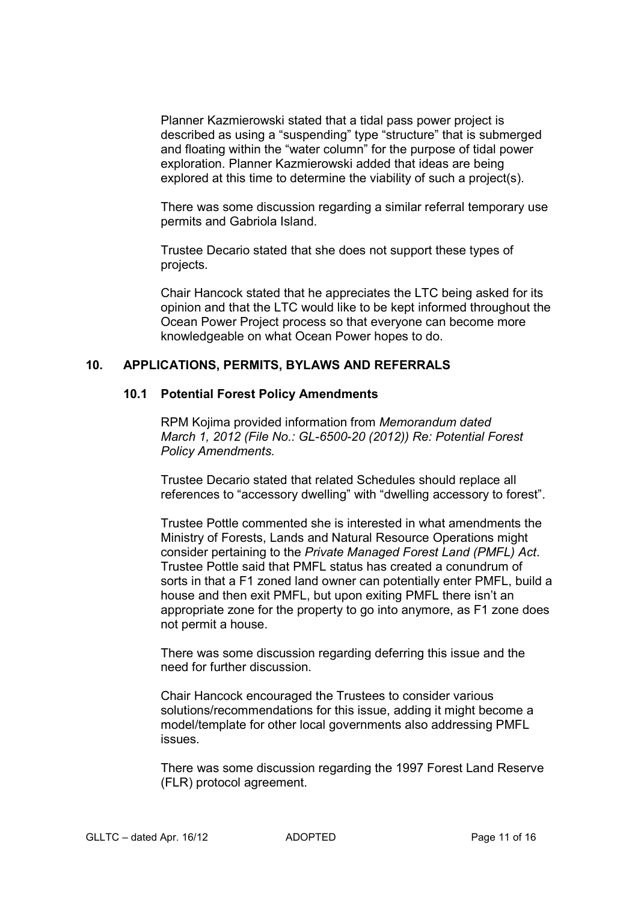Planner Kazmierowski stated that a tidal pass power project is described as using a “suspending” type “structure” that is submerged and floating within the “water column” for the purpose of tidal power exploration. Planner Kazmierowski added that ideas are being explored at this time to determine the viability of such a project(s).

There was some discussion regarding a similar referral temporary use permits and Gabriola Island.

Trustee Decario stated that she does not support these types of projects.

Chair Hancock stated that he appreciates the LTC being asked for its opinion and that the LTC would like to be kept informed throughout the Ocean Power Project process so that everyone can become more knowledgeable on what Ocean Power hopes to do.

## 10. APPLICATIONS, PERMITS, BYLAWS AND REFERRALS

### 10.1 Potential Forest Policy Amendments

RPM Kojima provided information from *Memorandum dated March 1, 2012 (File No.: GL-6500-20 (2012)) Re: Potential Forest Policy Amendments.*

Trustee Decario stated that related Schedules should replace all references to “accessory dwelling” with “dwelling accessory to forest”.

Trustee Pottle commented she is interested in what amendments the Ministry of Forests, Lands and Natural Resource Operations might consider pertaining to the *Private Managed Forest Land (PMFL) Act*. Trustee Pottle said that PMFL status has created a conundrum of sorts in that a F1 zoned land owner can potentially enter PMFL, build a house and then exit PMFL, but upon exiting PMFL there isn’t an appropriate zone for the property to go into anymore, as F1 zone does not permit a house.

There was some discussion regarding deferring this issue and the need for further discussion.

Chair Hancock encouraged the Trustees to consider various solutions/recommendations for this issue, adding it might become a model/template for other local governments also addressing PMFL issues.

There was some discussion regarding the 1997 Forest Land Reserve (FLR) protocol agreement.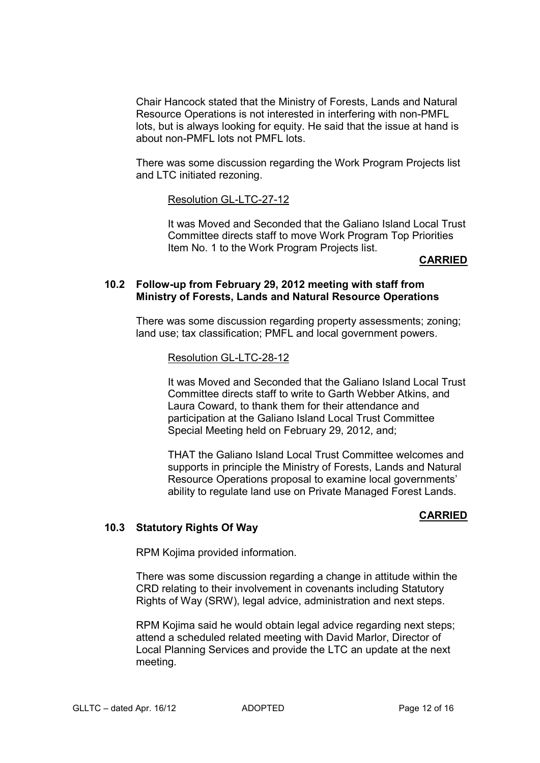Chair Hancock stated that the Ministry of Forests, Lands and Natural Resource Operations is not interested in interfering with non-PMFL lots, but is always looking for equity. He said that the issue at hand is about non-PMFL lots not PMFL lots.

There was some discussion regarding the Work Program Projects list and LTC initiated rezoning.

Resolution GL-LTC-27-12

It was Moved and Seconded that the Galiano Island Local Trust Committee directs staff to move Work Program Top Priorities Item No. 1 to the Work Program Projects list.

**CARRIED**

### 10.2 Follow-up from February 29, 2012 meeting with staff from Ministry of Forests, Lands and Natural Resource Operations

There was some discussion regarding property assessments; zoning; land use; tax classification; PMFL and local government powers.

Resolution GL-LTC-28-12

It was Moved and Seconded that the Galiano Island Local Trust Committee directs staff to write to Garth Webber Atkins, and Laura Coward, to thank them for their attendance and participation at the Galiano Island Local Trust Committee Special Meeting held on February 29, 2012, and;

THAT the Galiano Island Local Trust Committee welcomes and supports in principle the Ministry of Forests, Lands and Natural Resource Operations proposal to examine local governments' ability to regulate land use on Private Managed Forest Lands.

**CARRIED**

### 10.3 Statutory Rights Of Way

RPM Kojima provided information.

There was some discussion regarding a change in attitude within the CRD relating to their involvement in covenants including Statutory Rights of Way (SRW), legal advice, administration and next steps.

RPM Kojima said he would obtain legal advice regarding next steps; attend a scheduled related meeting with David Marlor, Director of Local Planning Services and provide the LTC an update at the next meeting.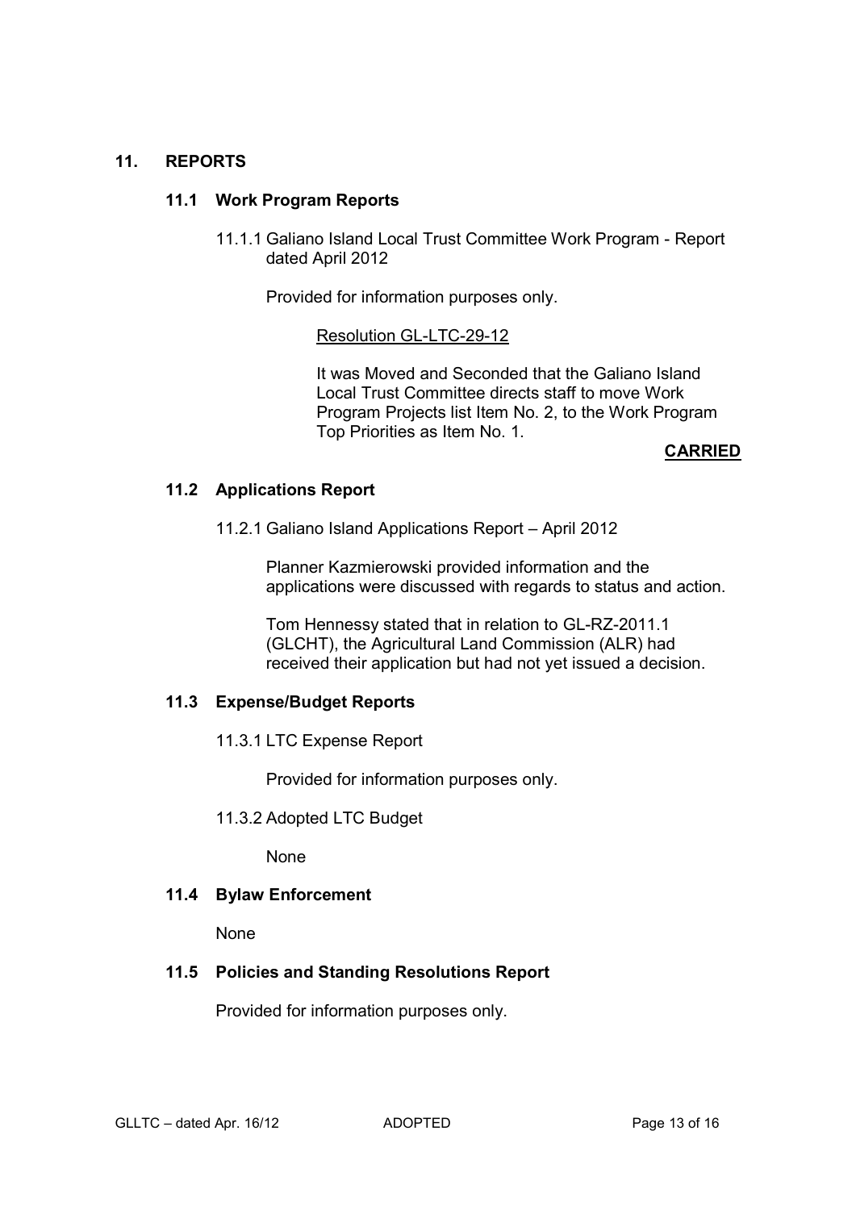## 11. REPORTS

### 11.1 Work Program Reports

11.1.1 Galiano Island Local Trust Committee Work Program - Report dated April 2012

Provided for information purposes only.

Resolution GL-LTC-29-12

It was Moved and Seconded that the Galiano Island Local Trust Committee directs staff to move Work Program Projects list Item No. 2, to the Work Program Top Priorities as Item No. 1.

**CARRIED**

### 11.2 Applications Report

11.2.1 Galiano Island Applications Report – April 2012

Planner Kazmierowski provided information and the applications were discussed with regards to status and action.

Tom Hennessy stated that in relation to GL-RZ-2011.1 (GLCHT), the Agricultural Land Commission (ALR) had received their application but had not yet issued a decision.

### 11.3 Expense/Budget Reports

11.3.1 LTC Expense Report

Provided for information purposes only.

11.3.2 Adopted LTC Budget

None

### 11.4 Bylaw Enforcement

None

### 11.5 Policies and Standing Resolutions Report

Provided for information purposes only.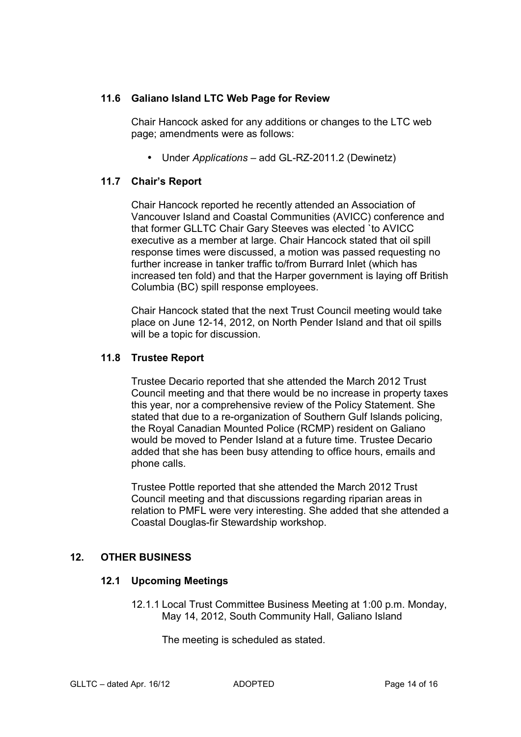### 11.6 Galiano Island LTC Web Page for Review

Chair Hancock asked for any additions or changes to the LTC web page; amendments were as follows:

- Under *Applications* – add GL-RZ-2011.2 (Dewinetz)

### 11.7 Chair's Report

Chair Hancock reported he recently attended an Association of Vancouver Island and Coastal Communities (AVICC) conference and that former GLLTC Chair Gary Steeves was elected `to AVICC executive as a member at large. Chair Hancock stated that oil spill response times were discussed, a motion was passed requesting no further increase in tanker traffic to/from Burrard Inlet (which has increased ten fold) and that the Harper government is laying off British Columbia (BC) spill response employees.

Chair Hancock stated that the next Trust Council meeting would take place on June 12-14, 2012, on North Pender Island and that oil spills will be a topic for discussion.

### 11.8 Trustee Report

Trustee Decario reported that she attended the March 2012 Trust Council meeting and that there would be no increase in property taxes this year, nor a comprehensive review of the Policy Statement. She stated that due to a re-organization of Southern Gulf Islands policing, the Royal Canadian Mounted Police (RCMP) resident on Galiano would be moved to Pender Island at a future time. Trustee Decario added that she has been busy attending to office hours, emails and phone calls.

Trustee Pottle reported that she attended the March 2012 Trust Council meeting and that discussions regarding riparian areas in relation to PMFL were very interesting. She added that she attended a Coastal Douglas-fir Stewardship workshop.

## 12. OTHER BUSINESS

### 12.1 Upcoming Meetings

12.1.1 Local Trust Committee Business Meeting at 1:00 p.m. Monday, May 14, 2012, South Community Hall, Galiano Island

The meeting is scheduled as stated.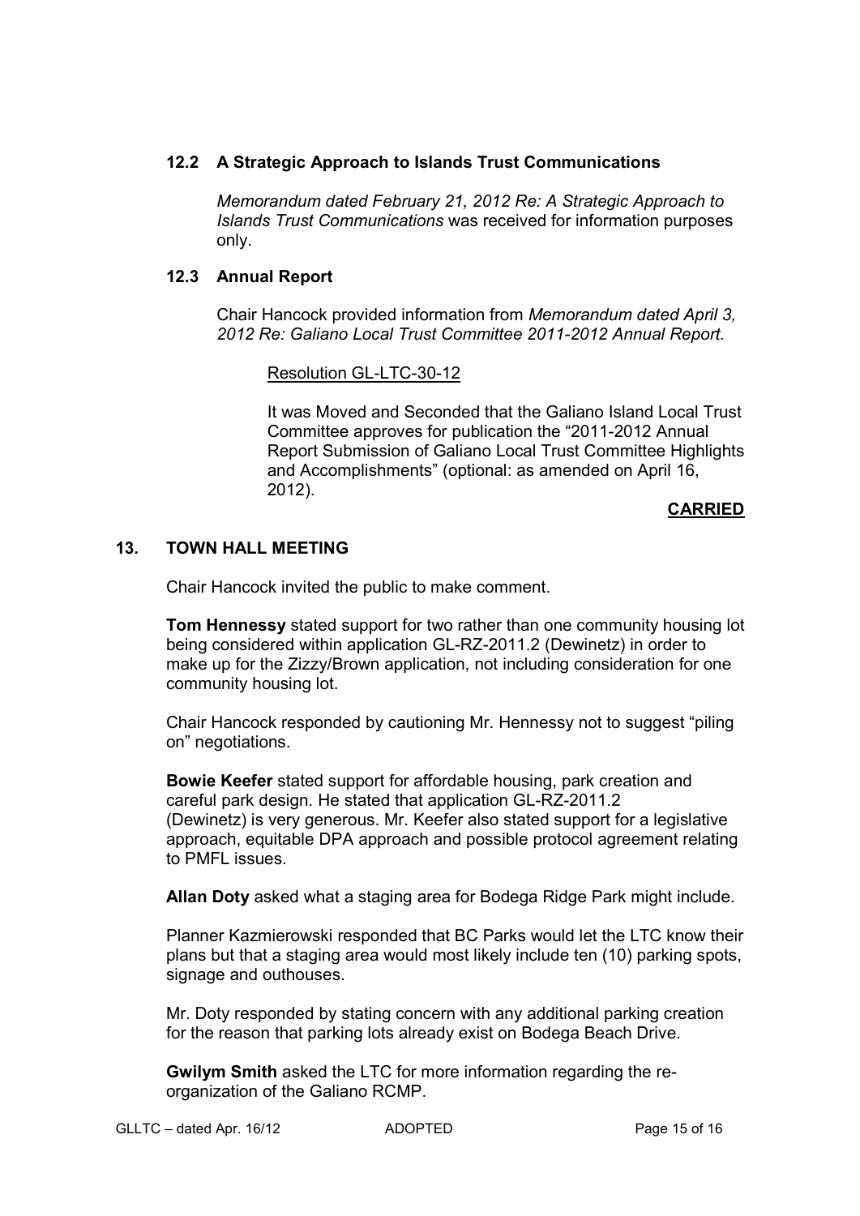### 12.2 A Strategic Approach to Islands Trust Communications

*Memorandum dated February 21, 2012 Re: A Strategic Approach to Islands Trust Communications* was received for information purposes only.

### 12.3 Annual Report

Chair Hancock provided information from *Memorandum dated April 3, 2012 Re: Galiano Local Trust Committee 2011-2012 Annual Report.*

Resolution GL-LTC-30-12

It was Moved and Seconded that the Galiano Island Local Trust Committee approves for publication the "2011-2012 Annual Report Submission of Galiano Local Trust Committee Highlights and Accomplishments" (optional: as amended on April 16, 2012).

**CARRIED**

## 13. TOWN HALL MEETING

Chair Hancock invited the public to make comment.

**Tom Hennessy** stated support for two rather than one community housing lot being considered within application GL-RZ-2011.2 (Dewinetz) in order to make up for the Zizzy/Brown application, not including consideration for one community housing lot.

Chair Hancock responded by cautioning Mr. Hennessy not to suggest "piling on" negotiations.

**Bowie Keefer** stated support for affordable housing, park creation and careful park design. He stated that application GL-RZ-2011.2 (Dewinetz) is very generous. Mr. Keefer also stated support for a legislative approach, equitable DPA approach and possible protocol agreement relating to PMFL issues.

**Allan Doty** asked what a staging area for Bodega Ridge Park might include.

Planner Kazmierowski responded that BC Parks would let the LTC know their plans but that a staging area would most likely include ten (10) parking spots, signage and outhouses.

Mr. Doty responded by stating concern with any additional parking creation for the reason that parking lots already exist on Bodega Beach Drive.

**Gwilym Smith** asked the LTC for more information regarding the re-organization of the Galiano RCMP.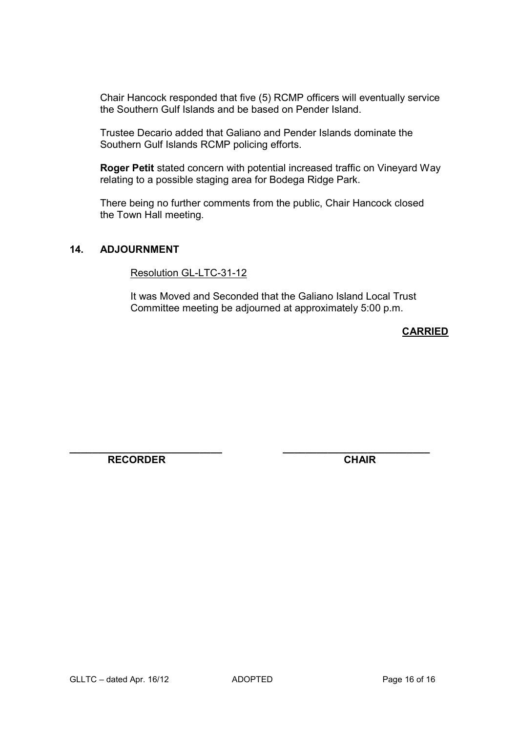Chair Hancock responded that five (5) RCMP officers will eventually service the Southern Gulf Islands and be based on Pender Island.

Trustee Decario added that Galiano and Pender Islands dominate the Southern Gulf Islands RCMP policing efforts.

**Roger Petit** stated concern with potential increased traffic on Vineyard Way relating to a possible staging area for Bodega Ridge Park.

There being no further comments from the public, Chair Hancock closed the Town Hall meeting.

## 14. ADJOURNMENT

Resolution GL-LTC-31-12

It was Moved and Seconded that the Galiano Island Local Trust Committee meeting be adjourned at approximately 5:00 p.m.

**CARRIED**

\_\_\_\_\_\_\_\_\_\_\_\_\_\_\_\_\_\_\_\_\_\_\_\_\_\_\_ &nbsp;&nbsp;&nbsp;&nbsp; \_\_\_\_\_\_\_\_\_\_\_\_\_\_\_\_\_\_\_\_\_\_\_\_\_\_\_

**RECORDER** &nbsp;&nbsp;&nbsp;&nbsp; **CHAIR**

GLLTC – dated Apr. 16/12 ADOPTED